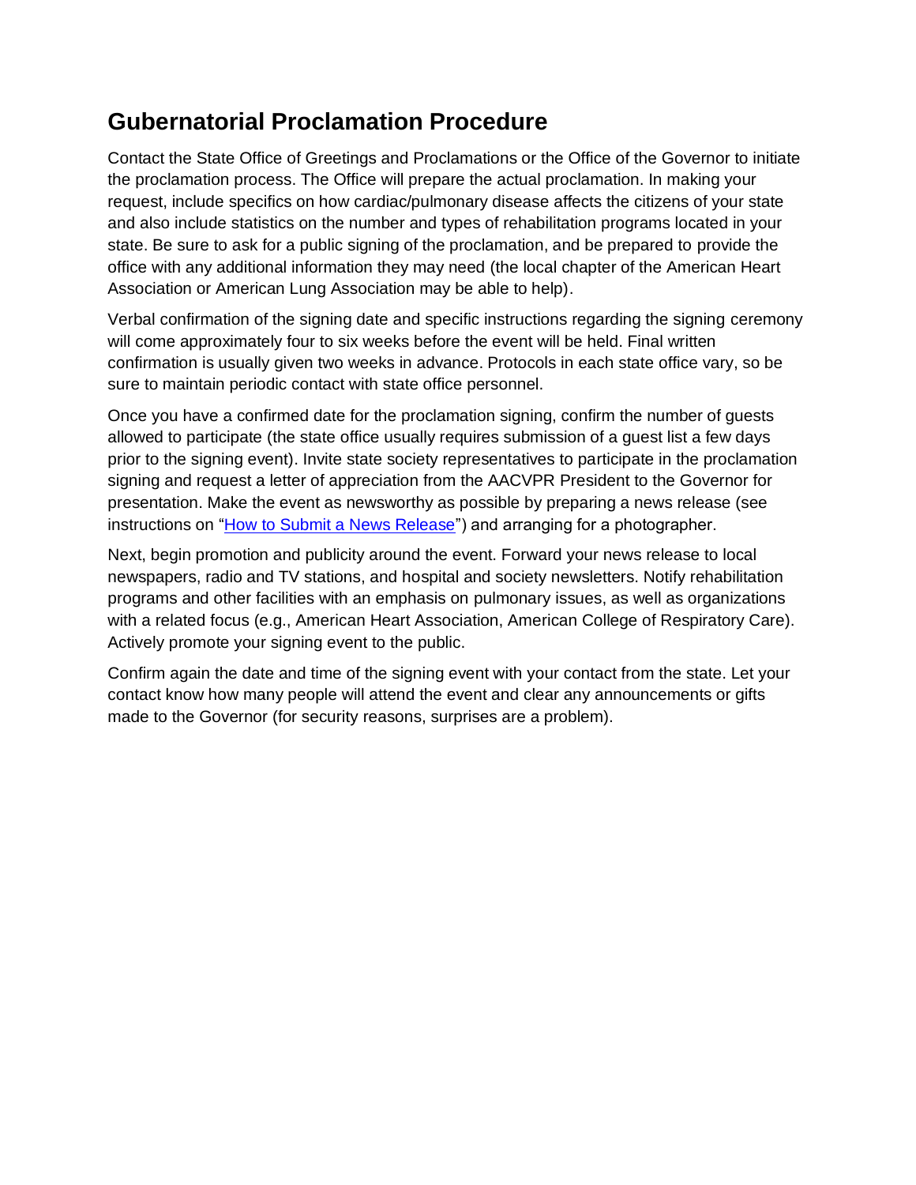# Gubernatorial Proclamation Procedure

Contact the State Office of Greetings and Proclamations or the Office of the Governor to initiate the proclamation process. The Office will prepare the actual proclamation. In making your request, include specifics on how cardiac/pulmonary disease affects the citizens of your state and also include statistics on the number and types of rehabilitation programs located in your state. Be sure to ask for a public signing of the proclamation, and be prepared to provide the office with any additional information they may need (the local chapter of the American Heart Association or American Lung Association may be able to help).

Verbal confirmation of the signing date and specific instructions regarding the signing ceremony will come approximately four to six weeks before the event will be held. Final written confirmation is usually given two weeks in advance. Protocols in each state office vary, so be sure to maintain periodic contact with state office personnel.

Once you have a confirmed date for the proclamation signing, confirm the number of guests allowed to participate (the state office usually requires submission of a guest list a few days prior to the signing event). Invite state society representatives to participate in the proclamation signing and request a letter of appreciation from the AACVPR President to the Governor for presentation. Make the event as newsworthy as possible by preparing a news release (see instructions on "How to Submit a News Release") and arranging for a photographer.

Next, begin promotion and publicity around the event. Forward your news release to local newspapers, radio and TV stations, and hospital and society newsletters. Notify rehabilitation programs and other facilities with an emphasis on pulmonary issues, as well as organizations with a related focus (e.g., American Heart Association, American College of Respiratory Care). Actively promote your signing event to the public.

Confirm again the date and time of the signing event with your contact from the state. Let your contact know how many people will attend the event and clear any announcements or gifts made to the Governor (for security reasons, surprises are a problem).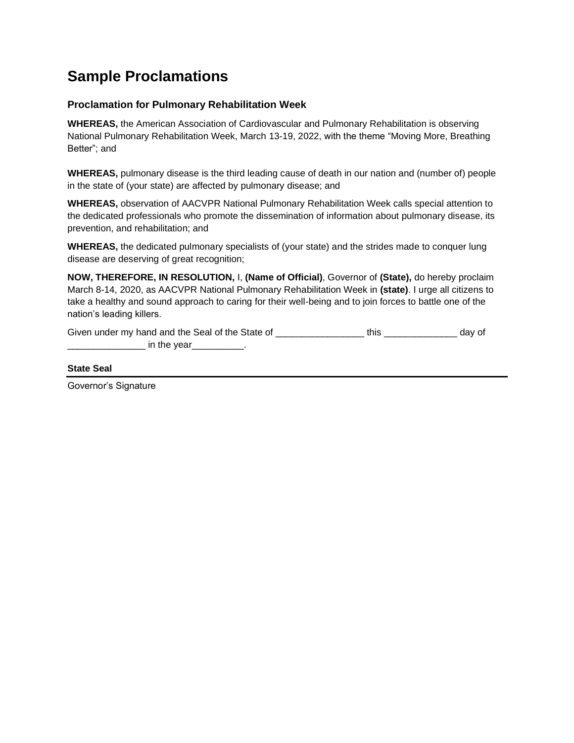# Sample Proclamations

### Proclamation for Pulmonary Rehabilitation Week

**WHEREAS,** the American Association of Cardiovascular and Pulmonary Rehabilitation is observing National Pulmonary Rehabilitation Week, March 13-19, 2022, with the theme "Moving More, Breathing Better"; and

**WHEREAS,** pulmonary disease is the third leading cause of death in our nation and (number of) people in the state of (your state) are affected by pulmonary disease; and

**WHEREAS,** observation of AACVPR National Pulmonary Rehabilitation Week calls special attention to the dedicated professionals who promote the dissemination of information about pulmonary disease, its prevention, and rehabilitation; and

**WHEREAS,** the dedicated pulmonary specialists of (your state) and the strides made to conquer lung disease are deserving of great recognition;

**NOW, THEREFORE, IN RESOLUTION,** I, **(Name of Official)**, Governor of **(State),** do hereby proclaim March 8-14, 2020, as AACVPR National Pulmonary Rehabilitation Week in **(state)**. I urge all citizens to take a healthy and sound approach to caring for their well-being and to join forces to battle one of the nation's leading killers.

Given under my hand and the Seal of the State of _________________ this ______________ day of _______________ in the year__________.

**State Seal**

---

Governor's Signature